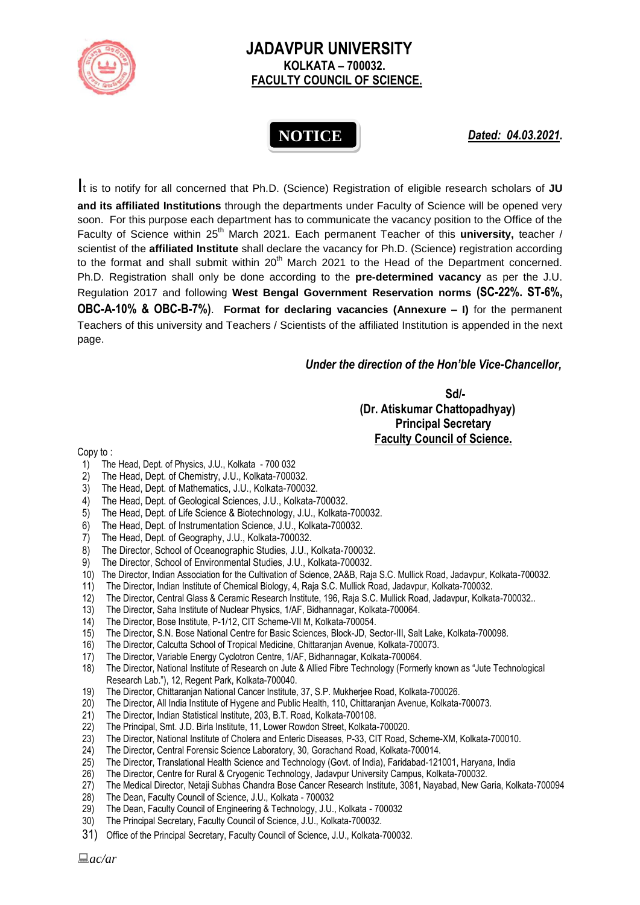# JADAVPUR UNIVERSITY

**KOLKATA – 700032.**

**FACULTY COUNCIL OF SCIENCE.**

**NOTICE**

***Dated: 04.03.2021.***

It is to notify for all concerned that Ph.D. (Science) Registration of eligible research scholars of **JU and its affiliated Institutions** through the departments under Faculty of Science will be opened very soon. For this purpose each department has to communicate the vacancy position to the Office of the Faculty of Science within 25th March 2021. Each permanent Teacher of this **university,** teacher / scientist of the **affiliated Institute** shall declare the vacancy for Ph.D. (Science) registration according to the format and shall submit within 20th March 2021 to the Head of the Department concerned. Ph.D. Registration shall only be done according to the **pre-determined vacancy** as per the J.U. Regulation 2017 and following **West Bengal Government Reservation norms (SC-22%. ST-6%, OBC-A-10% & OBC-B-7%)**. **Format for declaring vacancies (Annexure – I)** for the permanent Teachers of this university and Teachers / Scientists of the affiliated Institution is appended in the next page.

***Under the direction of the Hon'ble Vice-Chancellor,***

**Sd/-**
**(Dr. Atiskumar Chattopadhyay)**
**Principal Secretary**
**Faculty Council of Science.**

Copy to :

1) The Head, Dept. of Physics, J.U., Kolkata - 700 032
2) The Head, Dept. of Chemistry, J.U., Kolkata-700032.
3) The Head, Dept. of Mathematics, J.U., Kolkata-700032.
4) The Head, Dept. of Geological Sciences, J.U., Kolkata-700032.
5) The Head, Dept. of Life Science & Biotechnology, J.U., Kolkata-700032.
6) The Head, Dept. of Instrumentation Science, J.U., Kolkata-700032.
7) The Head, Dept. of Geography, J.U., Kolkata-700032.
8) The Director, School of Oceanographic Studies, J.U., Kolkata-700032.
9) The Director, School of Environmental Studies, J.U., Kolkata-700032.
10) The Director, Indian Association for the Cultivation of Science, 2A&B, Raja S.C. Mullick Road, Jadavpur, Kolkata-700032.
11) The Director, Indian Institute of Chemical Biology, 4, Raja S.C. Mullick Road, Jadavpur, Kolkata-700032.
12) The Director, Central Glass & Ceramic Research Institute, 196, Raja S.C. Mullick Road, Jadavpur, Kolkata-700032..
13) The Director, Saha Institute of Nuclear Physics, 1/AF, Bidhannagar, Kolkata-700064.
14) The Director, Bose Institute, P-1/12, CIT Scheme-VII M, Kolkata-700054.
15) The Director, S.N. Bose National Centre for Basic Sciences, Block-JD, Sector-III, Salt Lake, Kolkata-700098.
16) The Director, Calcutta School of Tropical Medicine, Chittaranjan Avenue, Kolkata-700073.
17) The Director, Variable Energy Cyclotron Centre, 1/AF, Bidhannagar, Kolkata-700064.
18) The Director, National Institute of Research on Jute & Allied Fibre Technology (Formerly known as "Jute Technological Research Lab."), 12, Regent Park, Kolkata-700040.
19) The Director, Chittaranjan National Cancer Institute, 37, S.P. Mukherjee Road, Kolkata-700026.
20) The Director, All India Institute of Hygene and Public Health, 110, Chittaranjan Avenue, Kolkata-700073.
21) The Director, Indian Statistical Institute, 203, B.T. Road, Kolkata-700108.
22) The Principal, Smt. J.D. Birla Institute, 11, Lower Rowdon Street, Kolkata-700020.
23) The Director, National Institute of Cholera and Enteric Diseases, P-33, CIT Road, Scheme-XM, Kolkata-700010.
24) The Director, Central Forensic Science Laboratory, 30, Gorachand Road, Kolkata-700014.
25) The Director, Translational Health Science and Technology (Govt. of India), Faridabad-121001, Haryana, India
26) The Director, Centre for Rural & Cryogenic Technology, Jadavpur University Campus, Kolkata-700032.
27) The Medical Director, Netaji Subhas Chandra Bose Cancer Research Institute, 3081, Nayabad, New Garia, Kolkata-700094
28) The Dean, Faculty Council of Science, J.U., Kolkata - 700032
29) The Dean, Faculty Council of Engineering & Technology, J.U., Kolkata - 700032
30) The Principal Secretary, Faculty Council of Science, J.U., Kolkata-700032.
31) Office of the Principal Secretary, Faculty Council of Science, J.U., Kolkata-700032.

*ac/ar*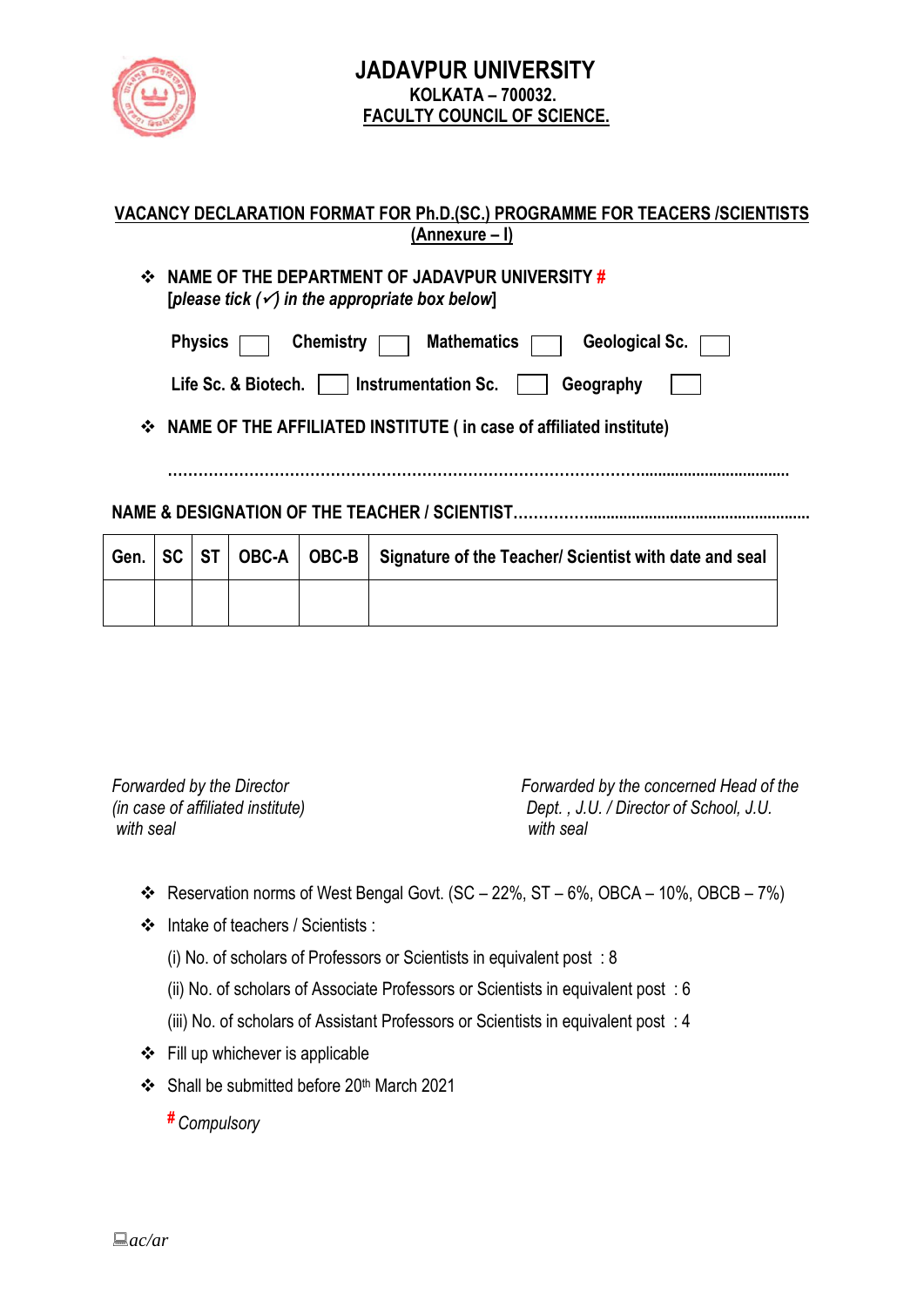# JADAVPUR UNIVERSITY

**KOLKATA – 700032.**

**FACULTY COUNCIL OF SCIENCE.**

## VACANCY DECLARATION FORMAT FOR Ph.D.(SC.) PROGRAMME FOR TEACERS /SCIENTISTS (Annexure – I)

- **NAME OF THE DEPARTMENT OF JADAVPUR UNIVERSITY #**
  **[*please tick (✓) in the appropriate box below*]**

**Physics** ☐ **Chemistry** ☐ **Mathematics** ☐ **Geological Sc.** ☐

**Life Sc. & Biotech.** ☐ **Instrumentation Sc.** ☐ **Geography** ☐

- **NAME OF THE AFFILIATED INSTITUTE ( in case of affiliated institute)**

……………………………………………………………………………………………………………

**NAME & DESIGNATION OF THE TEACHER / SCIENTIST**……………………………………………………………

| Gen. | SC | ST | OBC-A | OBC-B | Signature of the Teacher/ Scientist with date and seal |
|---|---|---|---|---|---|
| | | | | | |

*Forwarded by the Director (in case of affiliated institute) with seal*

*Forwarded by the concerned Head of the Dept. , J.U. / Director of School, J.U. with seal*

- Reservation norms of West Bengal Govt. (SC – 22%, ST – 6%, OBCA – 10%, OBCB – 7%)
- Intake of teachers / Scientists :
  (i) No. of scholars of Professors or Scientists in equivalent post : 8
  (ii) No. of scholars of Associate Professors or Scientists in equivalent post : 6
  (iii) No. of scholars of Assistant Professors or Scientists in equivalent post : 4
- Fill up whichever is applicable
- Shall be submitted before 20th March 2021

\# *Compulsory*

*ac/ar*